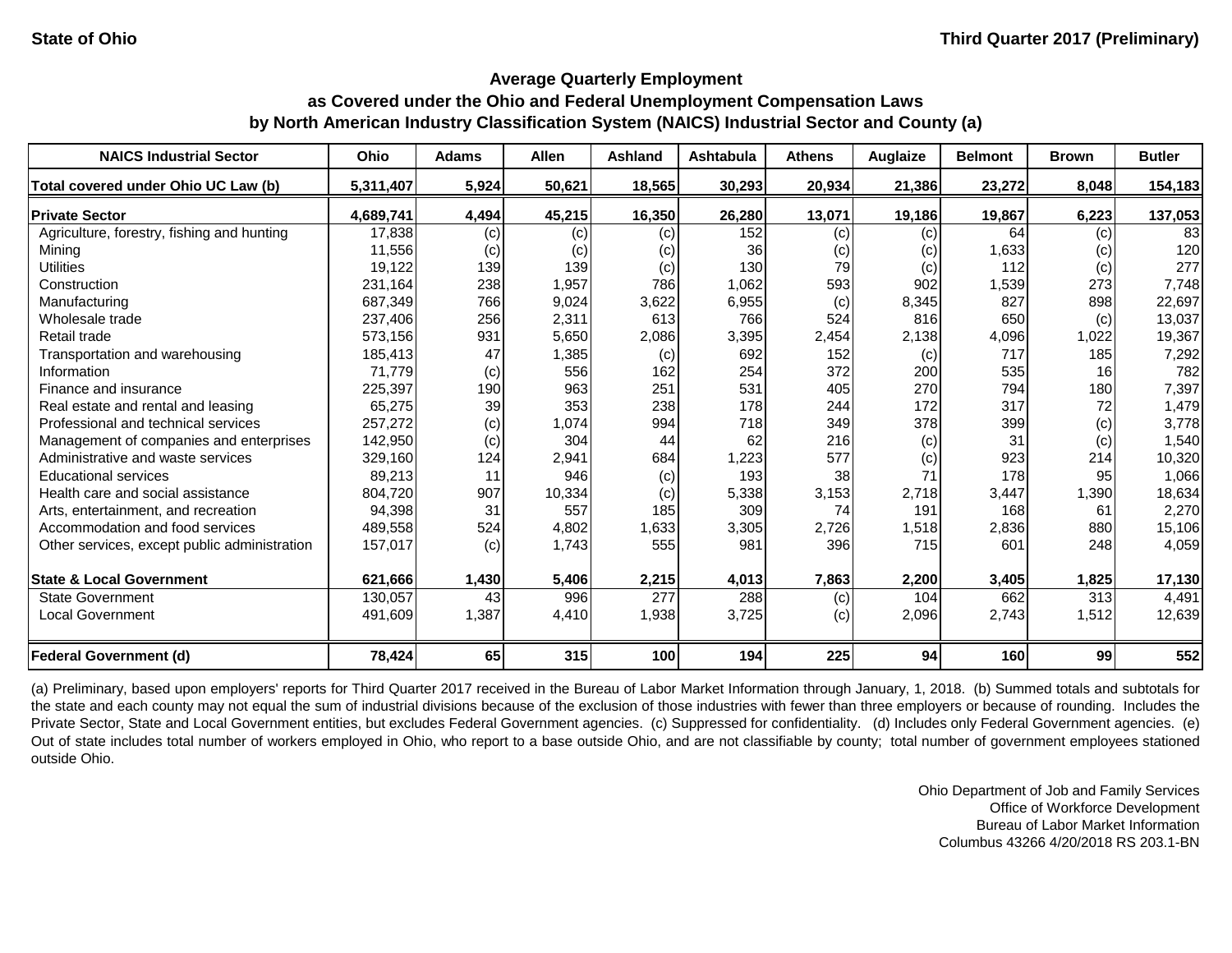State of Ohio

Third Quarter 2017 (Preliminary)

## Average Quarterly Employment
## as Covered under the Ohio and Federal Unemployment Compensation Laws
## by North American Industry Classification System (NAICS) Industrial Sector and County (a)

| NAICS Industrial Sector | Ohio | Adams | Allen | Ashland | Ashtabula | Athens | Auglaize | Belmont | Brown | Butler |
|---|---|---|---|---|---|---|---|---|---|---|
| **Total covered under Ohio UC Law (b)** | **5,311,407** | **5,924** | **50,621** | **18,565** | **30,293** | **20,934** | **21,386** | **23,272** | **8,048** | **154,183** |
| **Private Sector** | **4,689,741** | **4,494** | **45,215** | **16,350** | **26,280** | **13,071** | **19,186** | **19,867** | **6,223** | **137,053** |
| Agriculture, forestry, fishing and hunting | 17,838 | (c) | (c) | (c) | 152 | (c) | (c) | 64 | (c) | 83 |
| Mining | 11,556 | (c) | (c) | (c) | 36 | (c) | (c) | 1,633 | (c) | 120 |
| Utilities | 19,122 | 139 | 139 | (c) | 130 | 79 | (c) | 112 | (c) | 277 |
| Construction | 231,164 | 238 | 1,957 | 786 | 1,062 | 593 | 902 | 1,539 | 273 | 7,748 |
| Manufacturing | 687,349 | 766 | 9,024 | 3,622 | 6,955 | (c) | 8,345 | 827 | 898 | 22,697 |
| Wholesale trade | 237,406 | 256 | 2,311 | 613 | 766 | 524 | 816 | 650 | (c) | 13,037 |
| Retail trade | 573,156 | 931 | 5,650 | 2,086 | 3,395 | 2,454 | 2,138 | 4,096 | 1,022 | 19,367 |
| Transportation and warehousing | 185,413 | 47 | 1,385 | (c) | 692 | 152 | (c) | 717 | 185 | 7,292 |
| Information | 71,779 | (c) | 556 | 162 | 254 | 372 | 200 | 535 | 16 | 782 |
| Finance and insurance | 225,397 | 190 | 963 | 251 | 531 | 405 | 270 | 794 | 180 | 7,397 |
| Real estate and rental and leasing | 65,275 | 39 | 353 | 238 | 178 | 244 | 172 | 317 | 72 | 1,479 |
| Professional and technical services | 257,272 | (c) | 1,074 | 994 | 718 | 349 | 378 | 399 | (c) | 3,778 |
| Management of companies and enterprises | 142,950 | (c) | 304 | 44 | 62 | 216 | (c) | 31 | (c) | 1,540 |
| Administrative and waste services | 329,160 | 124 | 2,941 | 684 | 1,223 | 577 | (c) | 923 | 214 | 10,320 |
| Educational services | 89,213 | 11 | 946 | (c) | 193 | 38 | 71 | 178 | 95 | 1,066 |
| Health care and social assistance | 804,720 | 907 | 10,334 | (c) | 5,338 | 3,153 | 2,718 | 3,447 | 1,390 | 18,634 |
| Arts, entertainment, and recreation | 94,398 | 31 | 557 | 185 | 309 | 74 | 191 | 168 | 61 | 2,270 |
| Accommodation and food services | 489,558 | 524 | 4,802 | 1,633 | 3,305 | 2,726 | 1,518 | 2,836 | 880 | 15,106 |
| Other services, except public administration | 157,017 | (c) | 1,743 | 555 | 981 | 396 | 715 | 601 | 248 | 4,059 |
| **State & Local Government** | **621,666** | **1,430** | **5,406** | **2,215** | **4,013** | **7,863** | **2,200** | **3,405** | **1,825** | **17,130** |
| State Government | 130,057 | 43 | 996 | 277 | 288 | (c) | 104 | 662 | 313 | 4,491 |
| Local Government | 491,609 | 1,387 | 4,410 | 1,938 | 3,725 | (c) | 2,096 | 2,743 | 1,512 | 12,639 |
| **Federal Government (d)** | **78,424** | **65** | **315** | **100** | **194** | **225** | **94** | **160** | **99** | **552** |

(a) Preliminary, based upon employers' reports for Third Quarter 2017 received in the Bureau of Labor Market Information through January, 1, 2018. (b) Summed totals and subtotals for the state and each county may not equal the sum of industrial divisions because of the exclusion of those industries with fewer than three employers or because of rounding. Includes the Private Sector, State and Local Government entities, but excludes Federal Government agencies. (c) Suppressed for confidentiality. (d) Includes only Federal Government agencies. (e) Out of state includes total number of workers employed in Ohio, who report to a base outside Ohio, and are not classifiable by county; total number of government employees stationed outside Ohio.

Ohio Department of Job and Family Services
Office of Workforce Development
Bureau of Labor Market Information
Columbus 43266 4/20/2018 RS 203.1-BN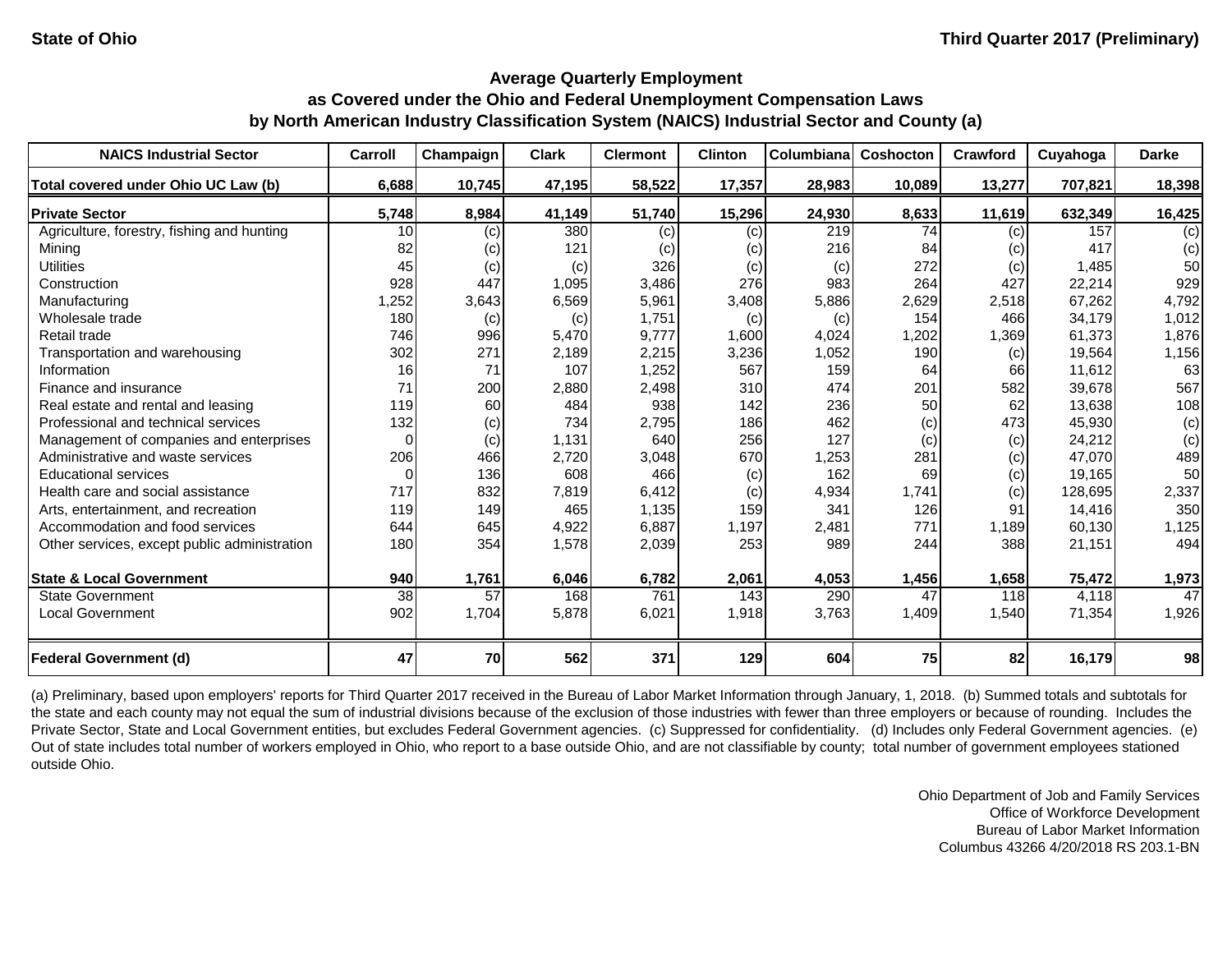State of Ohio

Third Quarter 2017 (Preliminary)

### Average Quarterly Employment
### as Covered under the Ohio and Federal Unemployment Compensation Laws
### by North American Industry Classification System (NAICS) Industrial Sector and County (a)

| NAICS Industrial Sector | Carroll | Champaign | Clark | Clermont | Clinton | Columbiana | Coshocton | Crawford | Cuyahoga | Darke |
|---|---|---|---|---|---|---|---|---|---|---|
| **Total covered under Ohio UC Law (b)** | **6,688** | **10,745** | **47,195** | **58,522** | **17,357** | **28,983** | **10,089** | **13,277** | **707,821** | **18,398** |
| **Private Sector** | **5,748** | **8,984** | **41,149** | **51,740** | **15,296** | **24,930** | **8,633** | **11,619** | **632,349** | **16,425** |
| Agriculture, forestry, fishing and hunting | 10 | (c) | 380 | (c) | (c) | 219 | 74 | (c) | 157 | (c) |
| Mining | 82 | (c) | 121 | (c) | (c) | 216 | 84 | (c) | 417 | (c) |
| Utilities | 45 | (c) | (c) | 326 | (c) | (c) | 272 | (c) | 1,485 | 50 |
| Construction | 928 | 447 | 1,095 | 3,486 | 276 | 983 | 264 | 427 | 22,214 | 929 |
| Manufacturing | 1,252 | 3,643 | 6,569 | 5,961 | 3,408 | 5,886 | 2,629 | 2,518 | 67,262 | 4,792 |
| Wholesale trade | 180 | (c) | (c) | 1,751 | (c) | (c) | 154 | 466 | 34,179 | 1,012 |
| Retail trade | 746 | 996 | 5,470 | 9,777 | 1,600 | 4,024 | 1,202 | 1,369 | 61,373 | 1,876 |
| Transportation and warehousing | 302 | 271 | 2,189 | 2,215 | 3,236 | 1,052 | 190 | (c) | 19,564 | 1,156 |
| Information | 16 | 71 | 107 | 1,252 | 567 | 159 | 64 | 66 | 11,612 | 63 |
| Finance and insurance | 71 | 200 | 2,880 | 2,498 | 310 | 474 | 201 | 582 | 39,678 | 567 |
| Real estate and rental and leasing | 119 | 60 | 484 | 938 | 142 | 236 | 50 | 62 | 13,638 | 108 |
| Professional and technical services | 132 | (c) | 734 | 2,795 | 186 | 462 | (c) | 473 | 45,930 | (c) |
| Management of companies and enterprises | 0 | (c) | 1,131 | 640 | 256 | 127 | (c) | (c) | 24,212 | (c) |
| Administrative and waste services | 206 | 466 | 2,720 | 3,048 | 670 | 1,253 | 281 | (c) | 47,070 | 489 |
| Educational services | 0 | 136 | 608 | 466 | (c) | 162 | 69 | (c) | 19,165 | 50 |
| Health care and social assistance | 717 | 832 | 7,819 | 6,412 | (c) | 4,934 | 1,741 | (c) | 128,695 | 2,337 |
| Arts, entertainment, and recreation | 119 | 149 | 465 | 1,135 | 159 | 341 | 126 | 91 | 14,416 | 350 |
| Accommodation and food services | 644 | 645 | 4,922 | 6,887 | 1,197 | 2,481 | 771 | 1,189 | 60,130 | 1,125 |
| Other services, except public administration | 180 | 354 | 1,578 | 2,039 | 253 | 989 | 244 | 388 | 21,151 | 494 |
| **State & Local Government** | **940** | **1,761** | **6,046** | **6,782** | **2,061** | **4,053** | **1,456** | **1,658** | **75,472** | **1,973** |
| State Government | 38 | 57 | 168 | 761 | 143 | 290 | 47 | 118 | 4,118 | 47 |
| Local Government | 902 | 1,704 | 5,878 | 6,021 | 1,918 | 3,763 | 1,409 | 1,540 | 71,354 | 1,926 |
| **Federal Government (d)** | **47** | **70** | **562** | **371** | **129** | **604** | **75** | **82** | **16,179** | **98** |

(a) Preliminary, based upon employers' reports for Third Quarter 2017 received in the Bureau of Labor Market Information through January, 1, 2018. (b) Summed totals and subtotals for the state and each county may not equal the sum of industrial divisions because of the exclusion of those industries with fewer than three employers or because of rounding. Includes the Private Sector, State and Local Government entities, but excludes Federal Government agencies. (c) Suppressed for confidentiality. (d) Includes only Federal Government agencies. (e) Out of state includes total number of workers employed in Ohio, who report to a base outside Ohio, and are not classifiable by county; total number of government employees stationed outside Ohio.

Ohio Department of Job and Family Services
Office of Workforce Development
Bureau of Labor Market Information
Columbus 43266 4/20/2018 RS 203.1-BN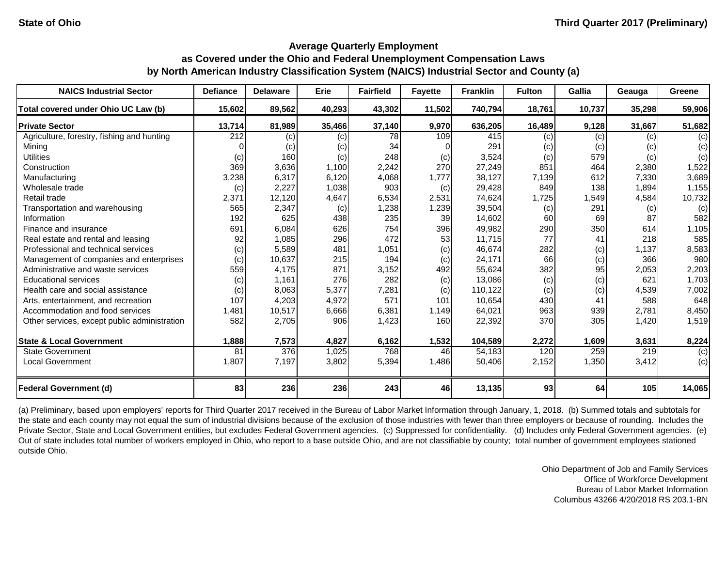State of Ohio

Third Quarter 2017 (Preliminary)

## Average Quarterly Employment as Covered under the Ohio and Federal Unemployment Compensation Laws by North American Industry Classification System (NAICS) Industrial Sector and County (a)

| NAICS Industrial Sector | Defiance | Delaware | Erie | Fairfield | Fayette | Franklin | Fulton | Gallia | Geauga | Greene |
|---|---|---|---|---|---|---|---|---|---|---|
| **Total covered under Ohio UC Law (b)** | **15,602** | **89,562** | **40,293** | **43,302** | **11,502** | **740,794** | **18,761** | **10,737** | **35,298** | **59,906** |
| **Private Sector** | **13,714** | **81,989** | **35,466** | **37,140** | **9,970** | **636,205** | **16,489** | **9,128** | **31,667** | **51,682** |
| Agriculture, forestry, fishing and hunting | 212 | (c) | (c) | 78 | 109 | 415 | (c) | (c) | (c) | (c) |
| Mining | 0 | (c) | (c) | 34 | 0 | 291 | (c) | (c) | (c) | (c) |
| Utilities | (c) | 160 | (c) | 248 | (c) | 3,524 | (c) | 579 | (c) | (c) |
| Construction | 369 | 3,636 | 1,100 | 2,242 | 270 | 27,249 | 851 | 464 | 2,380 | 1,522 |
| Manufacturing | 3,238 | 6,317 | 6,120 | 4,068 | 1,777 | 38,127 | 7,139 | 612 | 7,330 | 3,689 |
| Wholesale trade | (c) | 2,227 | 1,038 | 903 | (c) | 29,428 | 849 | 138 | 1,894 | 1,155 |
| Retail trade | 2,371 | 12,120 | 4,647 | 6,534 | 2,531 | 74,624 | 1,725 | 1,549 | 4,584 | 10,732 |
| Transportation and warehousing | 565 | 2,347 | (c) | 1,238 | 1,239 | 39,504 | (c) | 291 | (c) | (c) |
| Information | 192 | 625 | 438 | 235 | 39 | 14,602 | 60 | 69 | 87 | 582 |
| Finance and insurance | 691 | 6,084 | 626 | 754 | 396 | 49,982 | 290 | 350 | 614 | 1,105 |
| Real estate and rental and leasing | 92 | 1,085 | 296 | 472 | 53 | 11,715 | 77 | 41 | 218 | 585 |
| Professional and technical services | (c) | 5,589 | 481 | 1,051 | (c) | 46,674 | 282 | (c) | 1,137 | 8,583 |
| Management of companies and enterprises | (c) | 10,637 | 215 | 194 | (c) | 24,171 | 66 | (c) | 366 | 980 |
| Administrative and waste services | 559 | 4,175 | 871 | 3,152 | 492 | 55,624 | 382 | 95 | 2,053 | 2,203 |
| Educational services | (c) | 1,161 | 276 | 282 | (c) | 13,086 | (c) | (c) | 621 | 1,703 |
| Health care and social assistance | (c) | 8,063 | 5,377 | 7,281 | (c) | 110,122 | (c) | (c) | 4,539 | 7,002 |
| Arts, entertainment, and recreation | 107 | 4,203 | 4,972 | 571 | 101 | 10,654 | 430 | 41 | 588 | 648 |
| Accommodation and food services | 1,481 | 10,517 | 6,666 | 6,381 | 1,149 | 64,021 | 963 | 939 | 2,781 | 8,450 |
| Other services, except public administration | 582 | 2,705 | 906 | 1,423 | 160 | 22,392 | 370 | 305 | 1,420 | 1,519 |
| **State & Local Government** | **1,888** | **7,573** | **4,827** | **6,162** | **1,532** | **104,589** | **2,272** | **1,609** | **3,631** | **8,224** |
| State Government | 81 | 376 | 1,025 | 768 | 46 | 54,183 | 120 | 259 | 219 | (c) |
| Local Government | 1,807 | 7,197 | 3,802 | 5,394 | 1,486 | 50,406 | 2,152 | 1,350 | 3,412 | (c) |
| **Federal Government (d)** | **83** | **236** | **236** | **243** | **46** | **13,135** | **93** | **64** | **105** | **14,065** |

(a) Preliminary, based upon employers' reports for Third Quarter 2017 received in the Bureau of Labor Market Information through January, 1, 2018. (b) Summed totals and subtotals for the state and each county may not equal the sum of industrial divisions because of the exclusion of those industries with fewer than three employers or because of rounding. Includes the Private Sector, State and Local Government entities, but excludes Federal Government agencies. (c) Suppressed for confidentiality. (d) Includes only Federal Government agencies. (e) Out of state includes total number of workers employed in Ohio, who report to a base outside Ohio, and are not classifiable by county; total number of government employees stationed outside Ohio.

Ohio Department of Job and Family Services
Office of Workforce Development
Bureau of Labor Market Information
Columbus 43266 4/20/2018 RS 203.1-BN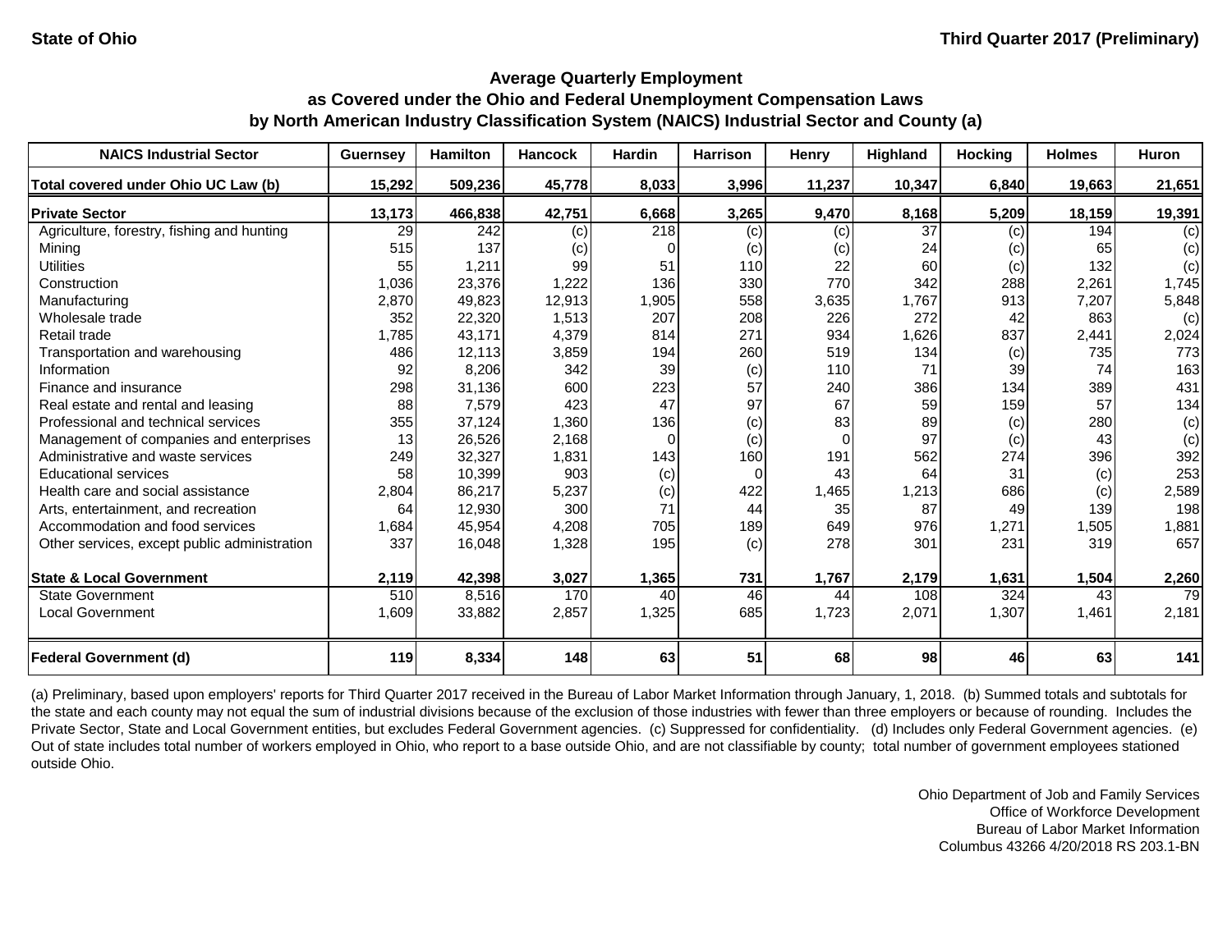State of Ohio

Third Quarter 2017 (Preliminary)

## Average Quarterly Employment as Covered under the Ohio and Federal Unemployment Compensation Laws by North American Industry Classification System (NAICS) Industrial Sector and County (a)

| NAICS Industrial Sector | Guernsey | Hamilton | Hancock | Hardin | Harrison | Henry | Highland | Hocking | Holmes | Huron |
|---|---|---|---|---|---|---|---|---|---|---|
| **Total covered under Ohio UC Law (b)** | **15,292** | **509,236** | **45,778** | **8,033** | **3,996** | **11,237** | **10,347** | **6,840** | **19,663** | **21,651** |
| **Private Sector** | **13,173** | **466,838** | **42,751** | **6,668** | **3,265** | **9,470** | **8,168** | **5,209** | **18,159** | **19,391** |
| Agriculture, forestry, fishing and hunting | 29 | 242 | (c) | 218 | (c) | (c) | 37 | (c) | 194 | (c) |
| Mining | 515 | 137 | (c) | 0 | (c) | (c) | 24 | (c) | 65 | (c) |
| Utilities | 55 | 1,211 | 99 | 51 | 110 | 22 | 60 | (c) | 132 | (c) |
| Construction | 1,036 | 23,376 | 1,222 | 136 | 330 | 770 | 342 | 288 | 2,261 | 1,745 |
| Manufacturing | 2,870 | 49,823 | 12,913 | 1,905 | 558 | 3,635 | 1,767 | 913 | 7,207 | 5,848 |
| Wholesale trade | 352 | 22,320 | 1,513 | 207 | 208 | 226 | 272 | 42 | 863 | (c) |
| Retail trade | 1,785 | 43,171 | 4,379 | 814 | 271 | 934 | 1,626 | 837 | 2,441 | 2,024 |
| Transportation and warehousing | 486 | 12,113 | 3,859 | 194 | 260 | 519 | 134 | (c) | 735 | 773 |
| Information | 92 | 8,206 | 342 | 39 | (c) | 110 | 71 | 39 | 74 | 163 |
| Finance and insurance | 298 | 31,136 | 600 | 223 | 57 | 240 | 386 | 134 | 389 | 431 |
| Real estate and rental and leasing | 88 | 7,579 | 423 | 47 | 97 | 67 | 59 | 159 | 57 | 134 |
| Professional and technical services | 355 | 37,124 | 1,360 | 136 | (c) | 83 | 89 | (c) | 280 | (c) |
| Management of companies and enterprises | 13 | 26,526 | 2,168 | 0 | (c) | 0 | 97 | (c) | 43 | (c) |
| Administrative and waste services | 249 | 32,327 | 1,831 | 143 | 160 | 191 | 562 | 274 | 396 | 392 |
| Educational services | 58 | 10,399 | 903 | (c) | 0 | 43 | 64 | 31 | (c) | 253 |
| Health care and social assistance | 2,804 | 86,217 | 5,237 | (c) | 422 | 1,465 | 1,213 | 686 | (c) | 2,589 |
| Arts, entertainment, and recreation | 64 | 12,930 | 300 | 71 | 44 | 35 | 87 | 49 | 139 | 198 |
| Accommodation and food services | 1,684 | 45,954 | 4,208 | 705 | 189 | 649 | 976 | 1,271 | 1,505 | 1,881 |
| Other services, except public administration | 337 | 16,048 | 1,328 | 195 | (c) | 278 | 301 | 231 | 319 | 657 |
| **State & Local Government** | **2,119** | **42,398** | **3,027** | **1,365** | **731** | **1,767** | **2,179** | **1,631** | **1,504** | **2,260** |
| State Government | 510 | 8,516 | 170 | 40 | 46 | 44 | 108 | 324 | 43 | 79 |
| Local Government | 1,609 | 33,882 | 2,857 | 1,325 | 685 | 1,723 | 2,071 | 1,307 | 1,461 | 2,181 |
| **Federal Government (d)** | **119** | **8,334** | **148** | **63** | **51** | **68** | **98** | **46** | **63** | **141** |

(a) Preliminary, based upon employers' reports for Third Quarter 2017 received in the Bureau of Labor Market Information through January, 1, 2018. (b) Summed totals and subtotals for the state and each county may not equal the sum of industrial divisions because of the exclusion of those industries with fewer than three employers or because of rounding. Includes the Private Sector, State and Local Government entities, but excludes Federal Government agencies. (c) Suppressed for confidentiality. (d) Includes only Federal Government agencies. (e) Out of state includes total number of workers employed in Ohio, who report to a base outside Ohio, and are not classifiable by county; total number of government employees stationed outside Ohio.

Ohio Department of Job and Family Services
Office of Workforce Development
Bureau of Labor Market Information
Columbus 43266 4/20/2018 RS 203.1-BN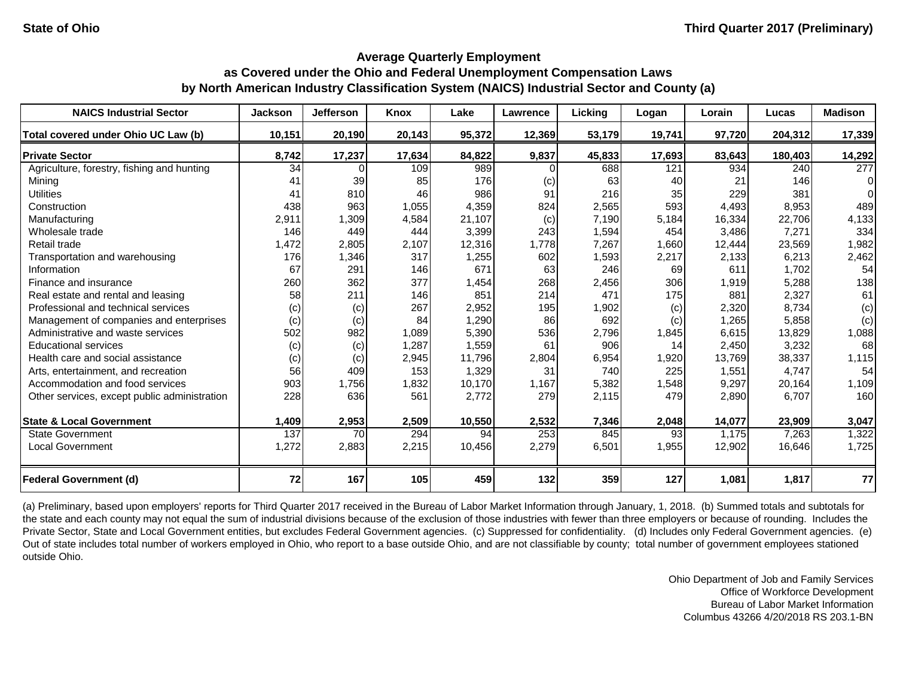State of Ohio | Third Quarter 2017 (Preliminary)

### Average Quarterly Employment as Covered under the Ohio and Federal Unemployment Compensation Laws by North American Industry Classification System (NAICS) Industrial Sector and County (a)

| NAICS Industrial Sector | Jackson | Jefferson | Knox | Lake | Lawrence | Licking | Logan | Lorain | Lucas | Madison |
|---|---|---|---|---|---|---|---|---|---|---|
| **Total covered under Ohio UC Law (b)** | **10,151** | **20,190** | **20,143** | **95,372** | **12,369** | **53,179** | **19,741** | **97,720** | **204,312** | **17,339** |
| **Private Sector** | **8,742** | **17,237** | **17,634** | **84,822** | **9,837** | **45,833** | **17,693** | **83,643** | **180,403** | **14,292** |
| Agriculture, forestry, fishing and hunting | 34 | 0 | 109 | 989 | 0 | 688 | 121 | 934 | 240 | 277 |
| Mining | 41 | 39 | 85 | 176 | (c) | 63 | 40 | 21 | 146 | 0 |
| Utilities | 41 | 810 | 46 | 986 | 91 | 216 | 35 | 229 | 381 | 0 |
| Construction | 438 | 963 | 1,055 | 4,359 | 824 | 2,565 | 593 | 4,493 | 8,953 | 489 |
| Manufacturing | 2,911 | 1,309 | 4,584 | 21,107 | (c) | 7,190 | 5,184 | 16,334 | 22,706 | 4,133 |
| Wholesale trade | 146 | 449 | 444 | 3,399 | 243 | 1,594 | 454 | 3,486 | 7,271 | 334 |
| Retail trade | 1,472 | 2,805 | 2,107 | 12,316 | 1,778 | 7,267 | 1,660 | 12,444 | 23,569 | 1,982 |
| Transportation and warehousing | 176 | 1,346 | 317 | 1,255 | 602 | 1,593 | 2,217 | 2,133 | 6,213 | 2,462 |
| Information | 67 | 291 | 146 | 671 | 63 | 246 | 69 | 611 | 1,702 | 54 |
| Finance and insurance | 260 | 362 | 377 | 1,454 | 268 | 2,456 | 306 | 1,919 | 5,288 | 138 |
| Real estate and rental and leasing | 58 | 211 | 146 | 851 | 214 | 471 | 175 | 881 | 2,327 | 61 |
| Professional and technical services | (c) | (c) | 267 | 2,952 | 195 | 1,902 | (c) | 2,320 | 8,734 | (c) |
| Management of companies and enterprises | (c) | (c) | 84 | 1,290 | 86 | 692 | (c) | 1,265 | 5,858 | (c) |
| Administrative and waste services | 502 | 982 | 1,089 | 5,390 | 536 | 2,796 | 1,845 | 6,615 | 13,829 | 1,088 |
| Educational services | (c) | (c) | 1,287 | 1,559 | 61 | 906 | 14 | 2,450 | 3,232 | 68 |
| Health care and social assistance | (c) | (c) | 2,945 | 11,796 | 2,804 | 6,954 | 1,920 | 13,769 | 38,337 | 1,115 |
| Arts, entertainment, and recreation | 56 | 409 | 153 | 1,329 | 31 | 740 | 225 | 1,551 | 4,747 | 54 |
| Accommodation and food services | 903 | 1,756 | 1,832 | 10,170 | 1,167 | 5,382 | 1,548 | 9,297 | 20,164 | 1,109 |
| Other services, except public administration | 228 | 636 | 561 | 2,772 | 279 | 2,115 | 479 | 2,890 | 6,707 | 160 |
| **State & Local Government** | **1,409** | **2,953** | **2,509** | **10,550** | **2,532** | **7,346** | **2,048** | **14,077** | **23,909** | **3,047** |
| State Government | 137 | 70 | 294 | 94 | 253 | 845 | 93 | 1,175 | 7,263 | 1,322 |
| Local Government | 1,272 | 2,883 | 2,215 | 10,456 | 2,279 | 6,501 | 1,955 | 12,902 | 16,646 | 1,725 |
| **Federal Government (d)** | **72** | **167** | **105** | **459** | **132** | **359** | **127** | **1,081** | **1,817** | **77** |

(a) Preliminary, based upon employers' reports for Third Quarter 2017 received in the Bureau of Labor Market Information through January, 1, 2018. (b) Summed totals and subtotals for the state and each county may not equal the sum of industrial divisions because of the exclusion of those industries with fewer than three employers or because of rounding. Includes the Private Sector, State and Local Government entities, but excludes Federal Government agencies. (c) Suppressed for confidentiality. (d) Includes only Federal Government agencies. (e) Out of state includes total number of workers employed in Ohio, who report to a base outside Ohio, and are not classifiable by county; total number of government employees stationed outside Ohio.

Ohio Department of Job and Family Services
Office of Workforce Development
Bureau of Labor Market Information
Columbus 43266 4/20/2018 RS 203.1-BN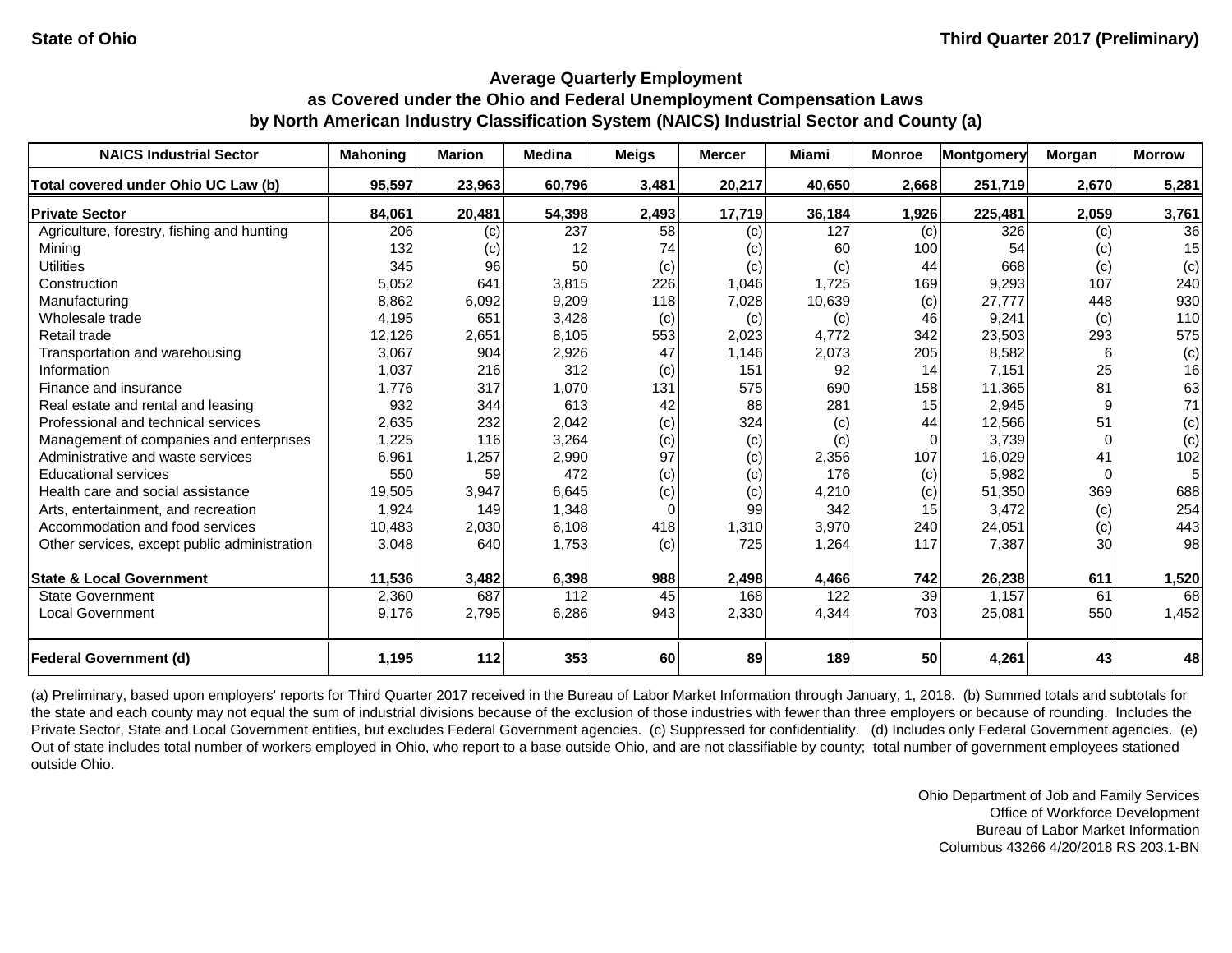State of Ohio — Third Quarter 2017 (Preliminary)

## Average Quarterly Employment as Covered under the Ohio and Federal Unemployment Compensation Laws by North American Industry Classification System (NAICS) Industrial Sector and County (a)

| NAICS Industrial Sector | Mahoning | Marion | Medina | Meigs | Mercer | Miami | Monroe | Montgomery | Morgan | Morrow |
|---|---|---|---|---|---|---|---|---|---|---|
| **Total covered under Ohio UC Law (b)** | **95,597** | **23,963** | **60,796** | **3,481** | **20,217** | **40,650** | **2,668** | **251,719** | **2,670** | **5,281** |
| **Private Sector** | **84,061** | **20,481** | **54,398** | **2,493** | **17,719** | **36,184** | **1,926** | **225,481** | **2,059** | **3,761** |
| Agriculture, forestry, fishing and hunting | 206 | (c) | 237 | 58 | (c) | 127 | (c) | 326 | (c) | 36 |
| Mining | 132 | (c) | 12 | 74 | (c) | 60 | 100 | 54 | (c) | 15 |
| Utilities | 345 | 96 | 50 | (c) | (c) | (c) | 44 | 668 | (c) | (c) |
| Construction | 5,052 | 641 | 3,815 | 226 | 1,046 | 1,725 | 169 | 9,293 | 107 | 240 |
| Manufacturing | 8,862 | 6,092 | 9,209 | 118 | 7,028 | 10,639 | (c) | 27,777 | 448 | 930 |
| Wholesale trade | 4,195 | 651 | 3,428 | (c) | (c) | (c) | 46 | 9,241 | (c) | 110 |
| Retail trade | 12,126 | 2,651 | 8,105 | 553 | 2,023 | 4,772 | 342 | 23,503 | 293 | 575 |
| Transportation and warehousing | 3,067 | 904 | 2,926 | 47 | 1,146 | 2,073 | 205 | 8,582 | 6 | (c) |
| Information | 1,037 | 216 | 312 | (c) | 151 | 92 | 14 | 7,151 | 25 | 16 |
| Finance and insurance | 1,776 | 317 | 1,070 | 131 | 575 | 690 | 158 | 11,365 | 81 | 63 |
| Real estate and rental and leasing | 932 | 344 | 613 | 42 | 88 | 281 | 15 | 2,945 | 9 | 71 |
| Professional and technical services | 2,635 | 232 | 2,042 | (c) | 324 | (c) | 44 | 12,566 | 51 | (c) |
| Management of companies and enterprises | 1,225 | 116 | 3,264 | (c) | (c) | (c) | 0 | 3,739 | 0 | (c) |
| Administrative and waste services | 6,961 | 1,257 | 2,990 | 97 | (c) | 2,356 | 107 | 16,029 | 41 | 102 |
| Educational services | 550 | 59 | 472 | (c) | (c) | 176 | (c) | 5,982 | 0 | 5 |
| Health care and social assistance | 19,505 | 3,947 | 6,645 | (c) | (c) | 4,210 | (c) | 51,350 | 369 | 688 |
| Arts, entertainment, and recreation | 1,924 | 149 | 1,348 | 0 | 99 | 342 | 15 | 3,472 | (c) | 254 |
| Accommodation and food services | 10,483 | 2,030 | 6,108 | 418 | 1,310 | 3,970 | 240 | 24,051 | (c) | 443 |
| Other services, except public administration | 3,048 | 640 | 1,753 | (c) | 725 | 1,264 | 117 | 7,387 | 30 | 98 |
| **State & Local Government** | **11,536** | **3,482** | **6,398** | **988** | **2,498** | **4,466** | **742** | **26,238** | **611** | **1,520** |
| State Government | 2,360 | 687 | 112 | 45 | 168 | 122 | 39 | 1,157 | 61 | 68 |
| Local Government | 9,176 | 2,795 | 6,286 | 943 | 2,330 | 4,344 | 703 | 25,081 | 550 | 1,452 |
| **Federal Government (d)** | **1,195** | **112** | **353** | **60** | **89** | **189** | **50** | **4,261** | **43** | **48** |

(a) Preliminary, based upon employers' reports for Third Quarter 2017 received in the Bureau of Labor Market Information through January, 1, 2018. (b) Summed totals and subtotals for the state and each county may not equal the sum of industrial divisions because of the exclusion of those industries with fewer than three employers or because of rounding. Includes the Private Sector, State and Local Government entities, but excludes Federal Government agencies. (c) Suppressed for confidentiality. (d) Includes only Federal Government agencies. (e) Out of state includes total number of workers employed in Ohio, who report to a base outside Ohio, and are not classifiable by county; total number of government employees stationed outside Ohio.

Ohio Department of Job and Family Services
Office of Workforce Development
Bureau of Labor Market Information
Columbus 43266 4/20/2018 RS 203.1-BN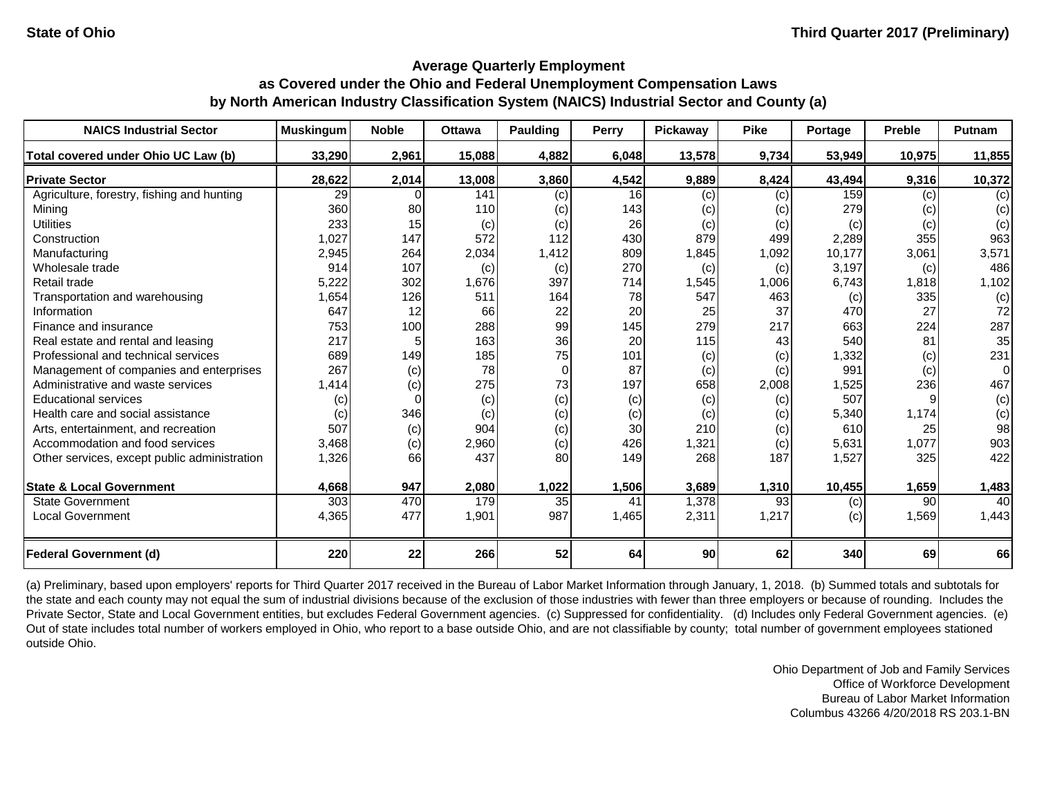State of Ohio | Third Quarter 2017 (Preliminary)

## Average Quarterly Employment as Covered under the Ohio and Federal Unemployment Compensation Laws by North American Industry Classification System (NAICS) Industrial Sector and County (a)

| NAICS Industrial Sector | Muskingum | Noble | Ottawa | Paulding | Perry | Pickaway | Pike | Portage | Preble | Putnam |
|---|---|---|---|---|---|---|---|---|---|---|
| **Total covered under Ohio UC Law (b)** | **33,290** | **2,961** | **15,088** | **4,882** | **6,048** | **13,578** | **9,734** | **53,949** | **10,975** | **11,855** |
| **Private Sector** | **28,622** | **2,014** | **13,008** | **3,860** | **4,542** | **9,889** | **8,424** | **43,494** | **9,316** | **10,372** |
| Agriculture, forestry, fishing and hunting | 29 | 0 | 141 | (c) | 16 | (c) | (c) | 159 | (c) | (c) |
| Mining | 360 | 80 | 110 | (c) | 143 | (c) | (c) | 279 | (c) | (c) |
| Utilities | 233 | 15 | (c) | (c) | 26 | (c) | (c) | (c) | (c) | (c) |
| Construction | 1,027 | 147 | 572 | 112 | 430 | 879 | 499 | 2,289 | 355 | 963 |
| Manufacturing | 2,945 | 264 | 2,034 | 1,412 | 809 | 1,845 | 1,092 | 10,177 | 3,061 | 3,571 |
| Wholesale trade | 914 | 107 | (c) | (c) | 270 | (c) | (c) | 3,197 | (c) | 486 |
| Retail trade | 5,222 | 302 | 1,676 | 397 | 714 | 1,545 | 1,006 | 6,743 | 1,818 | 1,102 |
| Transportation and warehousing | 1,654 | 126 | 511 | 164 | 78 | 547 | 463 | (c) | 335 | (c) |
| Information | 647 | 12 | 66 | 22 | 20 | 25 | 37 | 470 | 27 | 72 |
| Finance and insurance | 753 | 100 | 288 | 99 | 145 | 279 | 217 | 663 | 224 | 287 |
| Real estate and rental and leasing | 217 | 5 | 163 | 36 | 20 | 115 | 43 | 540 | 81 | 35 |
| Professional and technical services | 689 | 149 | 185 | 75 | 101 | (c) | (c) | 1,332 | (c) | 231 |
| Management of companies and enterprises | 267 | (c) | 78 | 0 | 87 | (c) | (c) | 991 | (c) | 0 |
| Administrative and waste services | 1,414 | (c) | 275 | 73 | 197 | 658 | 2,008 | 1,525 | 236 | 467 |
| Educational services | (c) | 0 | (c) | (c) | (c) | (c) | (c) | 507 | 9 | (c) |
| Health care and social assistance | (c) | 346 | (c) | (c) | (c) | (c) | (c) | 5,340 | 1,174 | (c) |
| Arts, entertainment, and recreation | 507 | (c) | 904 | (c) | 30 | 210 | (c) | 610 | 25 | 98 |
| Accommodation and food services | 3,468 | (c) | 2,960 | (c) | 426 | 1,321 | (c) | 5,631 | 1,077 | 903 |
| Other services, except public administration | 1,326 | 66 | 437 | 80 | 149 | 268 | 187 | 1,527 | 325 | 422 |
| **State & Local Government** | **4,668** | **947** | **2,080** | **1,022** | **1,506** | **3,689** | **1,310** | **10,455** | **1,659** | **1,483** |
| State Government | 303 | 470 | 179 | 35 | 41 | 1,378 | 93 | (c) | 90 | 40 |
| Local Government | 4,365 | 477 | 1,901 | 987 | 1,465 | 2,311 | 1,217 | (c) | 1,569 | 1,443 |
| **Federal Government (d)** | **220** | **22** | **266** | **52** | **64** | **90** | **62** | **340** | **69** | **66** |

(a) Preliminary, based upon employers' reports for Third Quarter 2017 received in the Bureau of Labor Market Information through January, 1, 2018. (b) Summed totals and subtotals for the state and each county may not equal the sum of industrial divisions because of the exclusion of those industries with fewer than three employers or because of rounding. Includes the Private Sector, State and Local Government entities, but excludes Federal Government agencies. (c) Suppressed for confidentiality. (d) Includes only Federal Government agencies. (e) Out of state includes total number of workers employed in Ohio, who report to a base outside Ohio, and are not classifiable by county; total number of government employees stationed outside Ohio.

Ohio Department of Job and Family Services
Office of Workforce Development
Bureau of Labor Market Information
Columbus 43266 4/20/2018 RS 203.1-BN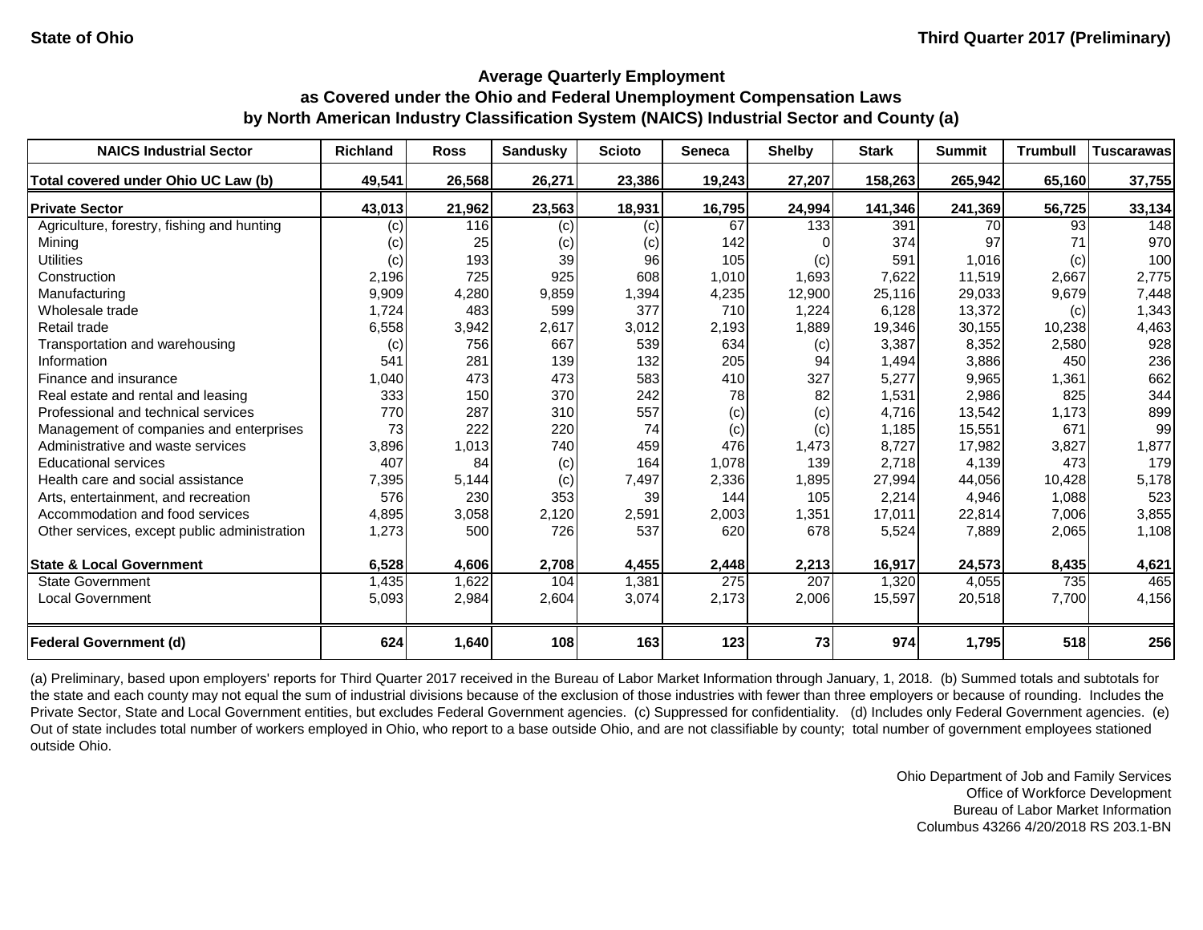State of Ohio

Third Quarter 2017 (Preliminary)

### Average Quarterly Employment as Covered under the Ohio and Federal Unemployment Compensation Laws by North American Industry Classification System (NAICS) Industrial Sector and County (a)

| NAICS Industrial Sector | Richland | Ross | Sandusky | Scioto | Seneca | Shelby | Stark | Summit | Trumbull | Tuscarawas |
|---|---|---|---|---|---|---|---|---|---|---|
| **Total covered under Ohio UC Law (b)** | **49,541** | **26,568** | **26,271** | **23,386** | **19,243** | **27,207** | **158,263** | **265,942** | **65,160** | **37,755** |
| **Private Sector** | **43,013** | **21,962** | **23,563** | **18,931** | **16,795** | **24,994** | **141,346** | **241,369** | **56,725** | **33,134** |
| Agriculture, forestry, fishing and hunting | (c) | 116 | (c) | (c) | 67 | 133 | 391 | 70 | 93 | 148 |
| Mining | (c) | 25 | (c) | (c) | 142 | 0 | 374 | 97 | 71 | 970 |
| Utilities | (c) | 193 | 39 | 96 | 105 | (c) | 591 | 1,016 | (c) | 100 |
| Construction | 2,196 | 725 | 925 | 608 | 1,010 | 1,693 | 7,622 | 11,519 | 2,667 | 2,775 |
| Manufacturing | 9,909 | 4,280 | 9,859 | 1,394 | 4,235 | 12,900 | 25,116 | 29,033 | 9,679 | 7,448 |
| Wholesale trade | 1,724 | 483 | 599 | 377 | 710 | 1,224 | 6,128 | 13,372 | (c) | 1,343 |
| Retail trade | 6,558 | 3,942 | 2,617 | 3,012 | 2,193 | 1,889 | 19,346 | 30,155 | 10,238 | 4,463 |
| Transportation and warehousing | (c) | 756 | 667 | 539 | 634 | (c) | 3,387 | 8,352 | 2,580 | 928 |
| Information | 541 | 281 | 139 | 132 | 205 | 94 | 1,494 | 3,886 | 450 | 236 |
| Finance and insurance | 1,040 | 473 | 473 | 583 | 410 | 327 | 5,277 | 9,965 | 1,361 | 662 |
| Real estate and rental and leasing | 333 | 150 | 370 | 242 | 78 | 82 | 1,531 | 2,986 | 825 | 344 |
| Professional and technical services | 770 | 287 | 310 | 557 | (c) | (c) | 4,716 | 13,542 | 1,173 | 899 |
| Management of companies and enterprises | 73 | 222 | 220 | 74 | (c) | (c) | 1,185 | 15,551 | 671 | 99 |
| Administrative and waste services | 3,896 | 1,013 | 740 | 459 | 476 | 1,473 | 8,727 | 17,982 | 3,827 | 1,877 |
| Educational services | 407 | 84 | (c) | 164 | 1,078 | 139 | 2,718 | 4,139 | 473 | 179 |
| Health care and social assistance | 7,395 | 5,144 | (c) | 7,497 | 2,336 | 1,895 | 27,994 | 44,056 | 10,428 | 5,178 |
| Arts, entertainment, and recreation | 576 | 230 | 353 | 39 | 144 | 105 | 2,214 | 4,946 | 1,088 | 523 |
| Accommodation and food services | 4,895 | 3,058 | 2,120 | 2,591 | 2,003 | 1,351 | 17,011 | 22,814 | 7,006 | 3,855 |
| Other services, except public administration | 1,273 | 500 | 726 | 537 | 620 | 678 | 5,524 | 7,889 | 2,065 | 1,108 |
| **State & Local Government** | **6,528** | **4,606** | **2,708** | **4,455** | **2,448** | **2,213** | **16,917** | **24,573** | **8,435** | **4,621** |
| State Government | 1,435 | 1,622 | 104 | 1,381 | 275 | 207 | 1,320 | 4,055 | 735 | 465 |
| Local Government | 5,093 | 2,984 | 2,604 | 3,074 | 2,173 | 2,006 | 15,597 | 20,518 | 7,700 | 4,156 |
| **Federal Government (d)** | **624** | **1,640** | **108** | **163** | **123** | **73** | **974** | **1,795** | **518** | **256** |

(a) Preliminary, based upon employers' reports for Third Quarter 2017 received in the Bureau of Labor Market Information through January, 1, 2018. (b) Summed totals and subtotals for the state and each county may not equal the sum of industrial divisions because of the exclusion of those industries with fewer than three employers or because of rounding. Includes the Private Sector, State and Local Government entities, but excludes Federal Government agencies. (c) Suppressed for confidentiality. (d) Includes only Federal Government agencies. (e) Out of state includes total number of workers employed in Ohio, who report to a base outside Ohio, and are not classifiable by county; total number of government employees stationed outside Ohio.

Ohio Department of Job and Family Services
Office of Workforce Development
Bureau of Labor Market Information
Columbus 43266 4/20/2018 RS 203.1-BN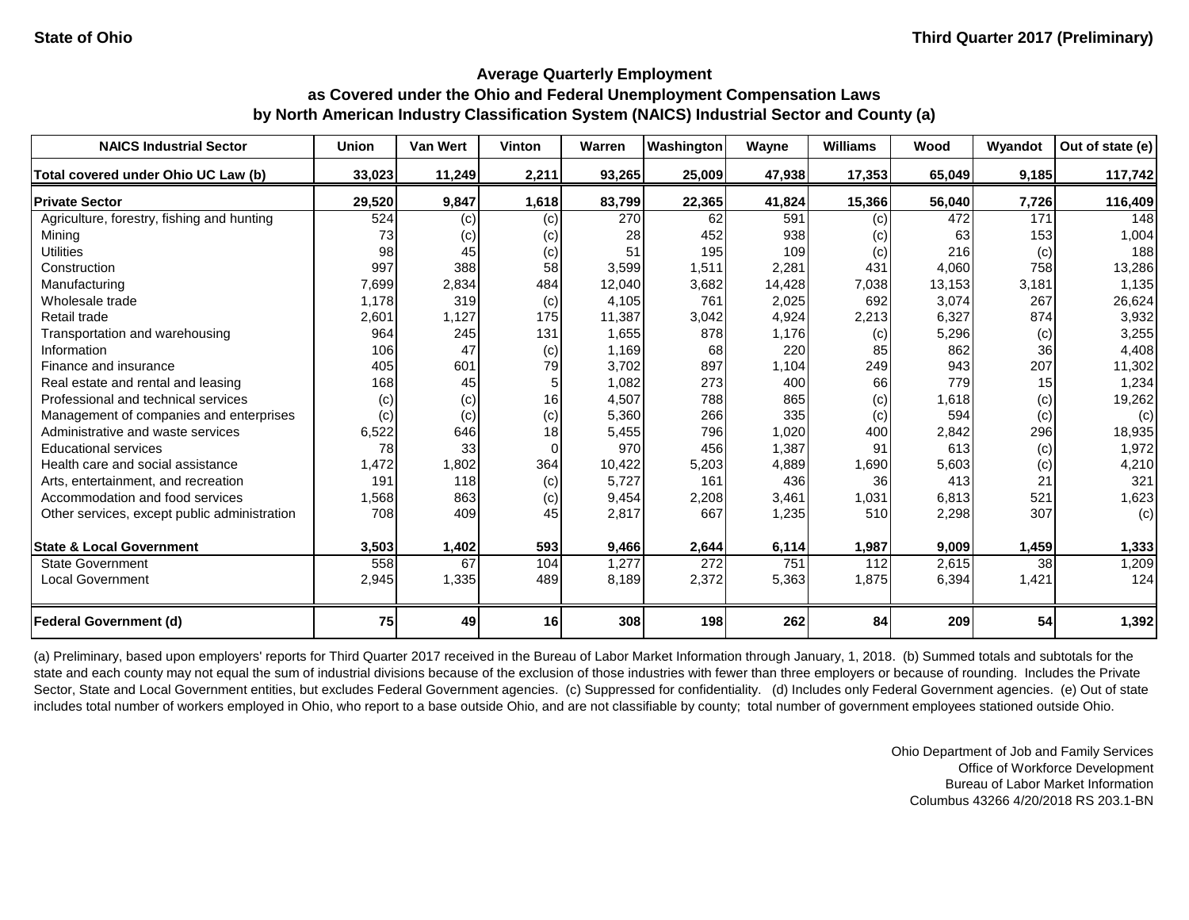**State of Ohio** **Third Quarter 2017 (Preliminary)**

### Average Quarterly Employment
### as Covered under the Ohio and Federal Unemployment Compensation Laws
### by North American Industry Classification System (NAICS) Industrial Sector and County (a)

| NAICS Industrial Sector | Union | Van Wert | Vinton | Warren | Washington | Wayne | Williams | Wood | Wyandot | Out of state (e) |
|---|---|---|---|---|---|---|---|---|---|---|
| **Total covered under Ohio UC Law (b)** | **33,023** | **11,249** | **2,211** | **93,265** | **25,009** | **47,938** | **17,353** | **65,049** | **9,185** | **117,742** |
| **Private Sector** | **29,520** | **9,847** | **1,618** | **83,799** | **22,365** | **41,824** | **15,366** | **56,040** | **7,726** | **116,409** |
| Agriculture, forestry, fishing and hunting | 524 | (c) | (c) | 270 | 62 | 591 | (c) | 472 | 171 | 148 |
| Mining | 73 | (c) | (c) | 28 | 452 | 938 | (c) | 63 | 153 | 1,004 |
| Utilities | 98 | 45 | (c) | 51 | 195 | 109 | (c) | 216 | (c) | 188 |
| Construction | 997 | 388 | 58 | 3,599 | 1,511 | 2,281 | 431 | 4,060 | 758 | 13,286 |
| Manufacturing | 7,699 | 2,834 | 484 | 12,040 | 3,682 | 14,428 | 7,038 | 13,153 | 3,181 | 1,135 |
| Wholesale trade | 1,178 | 319 | (c) | 4,105 | 761 | 2,025 | 692 | 3,074 | 267 | 26,624 |
| Retail trade | 2,601 | 1,127 | 175 | 11,387 | 3,042 | 4,924 | 2,213 | 6,327 | 874 | 3,932 |
| Transportation and warehousing | 964 | 245 | 131 | 1,655 | 878 | 1,176 | (c) | 5,296 | (c) | 3,255 |
| Information | 106 | 47 | (c) | 1,169 | 68 | 220 | 85 | 862 | 36 | 4,408 |
| Finance and insurance | 405 | 601 | 79 | 3,702 | 897 | 1,104 | 249 | 943 | 207 | 11,302 |
| Real estate and rental and leasing | 168 | 45 | 5 | 1,082 | 273 | 400 | 66 | 779 | 15 | 1,234 |
| Professional and technical services | (c) | (c) | 16 | 4,507 | 788 | 865 | (c) | 1,618 | (c) | 19,262 |
| Management of companies and enterprises | (c) | (c) | (c) | 5,360 | 266 | 335 | (c) | 594 | (c) | (c) |
| Administrative and waste services | 6,522 | 646 | 18 | 5,455 | 796 | 1,020 | 400 | 2,842 | 296 | 18,935 |
| Educational services | 78 | 33 | 0 | 970 | 456 | 1,387 | 91 | 613 | (c) | 1,972 |
| Health care and social assistance | 1,472 | 1,802 | 364 | 10,422 | 5,203 | 4,889 | 1,690 | 5,603 | (c) | 4,210 |
| Arts, entertainment, and recreation | 191 | 118 | (c) | 5,727 | 161 | 436 | 36 | 413 | 21 | 321 |
| Accommodation and food services | 1,568 | 863 | (c) | 9,454 | 2,208 | 3,461 | 1,031 | 6,813 | 521 | 1,623 |
| Other services, except public administration | 708 | 409 | 45 | 2,817 | 667 | 1,235 | 510 | 2,298 | 307 | (c) |
| **State & Local Government** | **3,503** | **1,402** | **593** | **9,466** | **2,644** | **6,114** | **1,987** | **9,009** | **1,459** | **1,333** |
| State Government | 558 | 67 | 104 | 1,277 | 272 | 751 | 112 | 2,615 | 38 | 1,209 |
| Local Government | 2,945 | 1,335 | 489 | 8,189 | 2,372 | 5,363 | 1,875 | 6,394 | 1,421 | 124 |
| **Federal Government (d)** | **75** | **49** | **16** | **308** | **198** | **262** | **84** | **209** | **54** | **1,392** |

(a) Preliminary, based upon employers' reports for Third Quarter 2017 received in the Bureau of Labor Market Information through January, 1, 2018. (b) Summed totals and subtotals for the state and each county may not equal the sum of industrial divisions because of the exclusion of those industries with fewer than three employers or because of rounding. Includes the Private Sector, State and Local Government entities, but excludes Federal Government agencies. (c) Suppressed for confidentiality. (d) Includes only Federal Government agencies. (e) Out of state includes total number of workers employed in Ohio, who report to a base outside Ohio, and are not classifiable by county; total number of government employees stationed outside Ohio.

Ohio Department of Job and Family Services
Office of Workforce Development
Bureau of Labor Market Information
Columbus 43266 4/20/2018 RS 203.1-BN